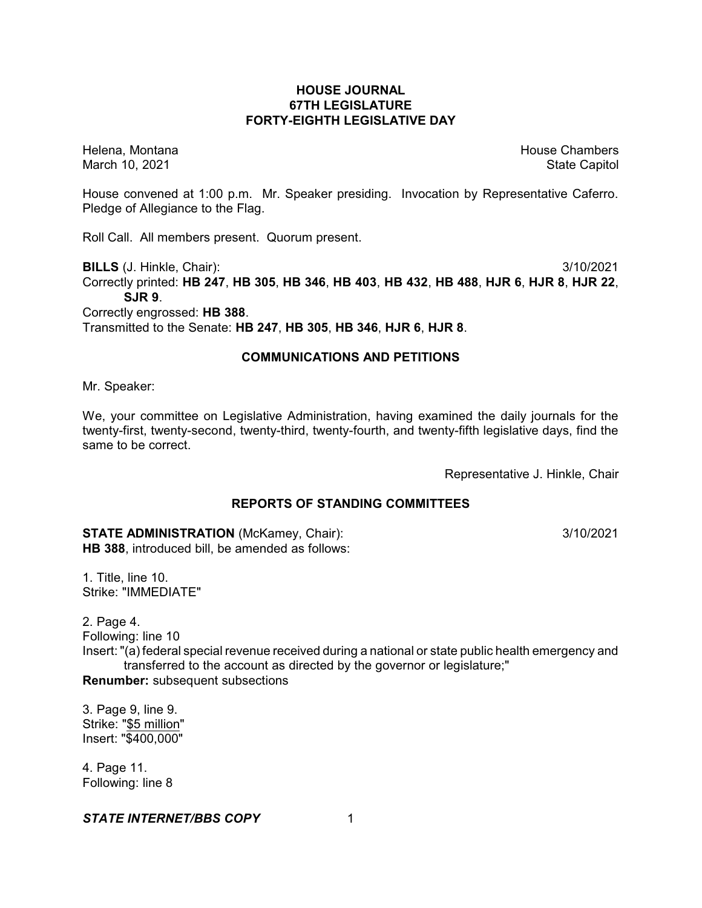# HOUSE JOURNAL
## 67TH LEGISLATURE
## FORTY-EIGHTH LEGISLATIVE DAY

Helena, Montana — House Chambers
March 10, 2021 — State Capitol

House convened at 1:00 p.m. Mr. Speaker presiding. Invocation by Representative Caferro. Pledge of Allegiance to the Flag.

Roll Call. All members present. Quorum present.

**BILLS** (J. Hinkle, Chair): 3/10/2021

Correctly printed: **HB 247**, **HB 305**, **HB 346**, **HB 403**, **HB 432**, **HB 488**, **HJR 6**, **HJR 8**, **HJR 22**, **SJR 9**.

Correctly engrossed: **HB 388**.

Transmitted to the Senate: **HB 247**, **HB 305**, **HB 346**, **HJR 6**, **HJR 8**.

## COMMUNICATIONS AND PETITIONS

Mr. Speaker:

We, your committee on Legislative Administration, having examined the daily journals for the twenty-first, twenty-second, twenty-third, twenty-fourth, and twenty-fifth legislative days, find the same to be correct.

Representative J. Hinkle, Chair

## REPORTS OF STANDING COMMITTEES

**STATE ADMINISTRATION** (McKamey, Chair): 3/10/2021

**HB 388**, introduced bill, be amended as follows:

1. Title, line 10.
Strike: "IMMEDIATE"

2. Page 4.
Following: line 10
Insert: "(a) federal special revenue received during a national or state public health emergency and transferred to the account as directed by the governor or legislature;"
**Renumber:** subsequent subsections

3. Page 9, line 9.
Strike: "$5 million"
Insert: "$400,000"

4. Page 11.
Following: line 8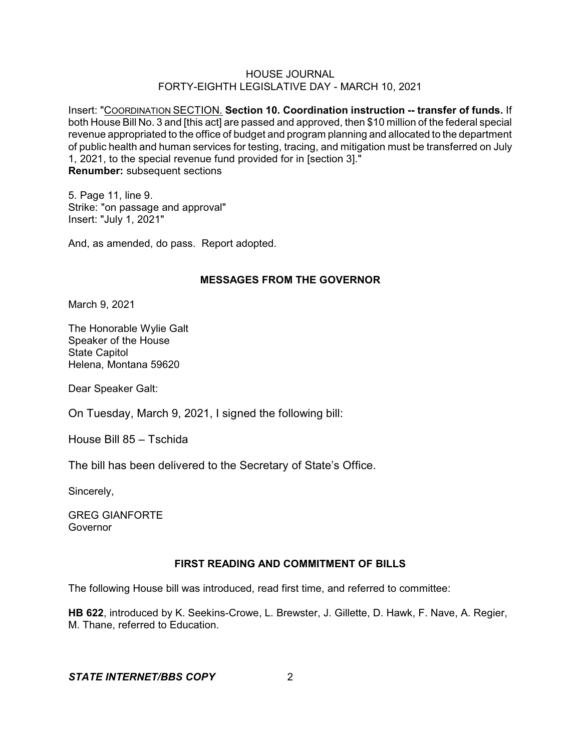Insert: "COORDINATION SECTION. **Section 10. Coordination instruction -- transfer of funds.** If both House Bill No. 3 and [this act] are passed and approved, then $10 million of the federal special revenue appropriated to the office of budget and program planning and allocated to the department of public health and human services for testing, tracing, and mitigation must be transferred on July 1, 2021, to the special revenue fund provided for in [section 3]."
**Renumber:** subsequent sections

5. Page 11, line 9.
Strike: "on passage and approval"
Insert: "July 1, 2021"

And, as amended, do pass. Report adopted.

## MESSAGES FROM THE GOVERNOR

March 9, 2021

The Honorable Wylie Galt
Speaker of the House
State Capitol
Helena, Montana 59620

Dear Speaker Galt:

On Tuesday, March 9, 2021, I signed the following bill:

House Bill 85 – Tschida

The bill has been delivered to the Secretary of State's Office.

Sincerely,

GREG GIANFORTE
Governor

## FIRST READING AND COMMITMENT OF BILLS

The following House bill was introduced, read first time, and referred to committee:

**HB 622**, introduced by K. Seekins-Crowe, L. Brewster, J. Gillette, D. Hawk, F. Nave, A. Regier, M. Thane, referred to Education.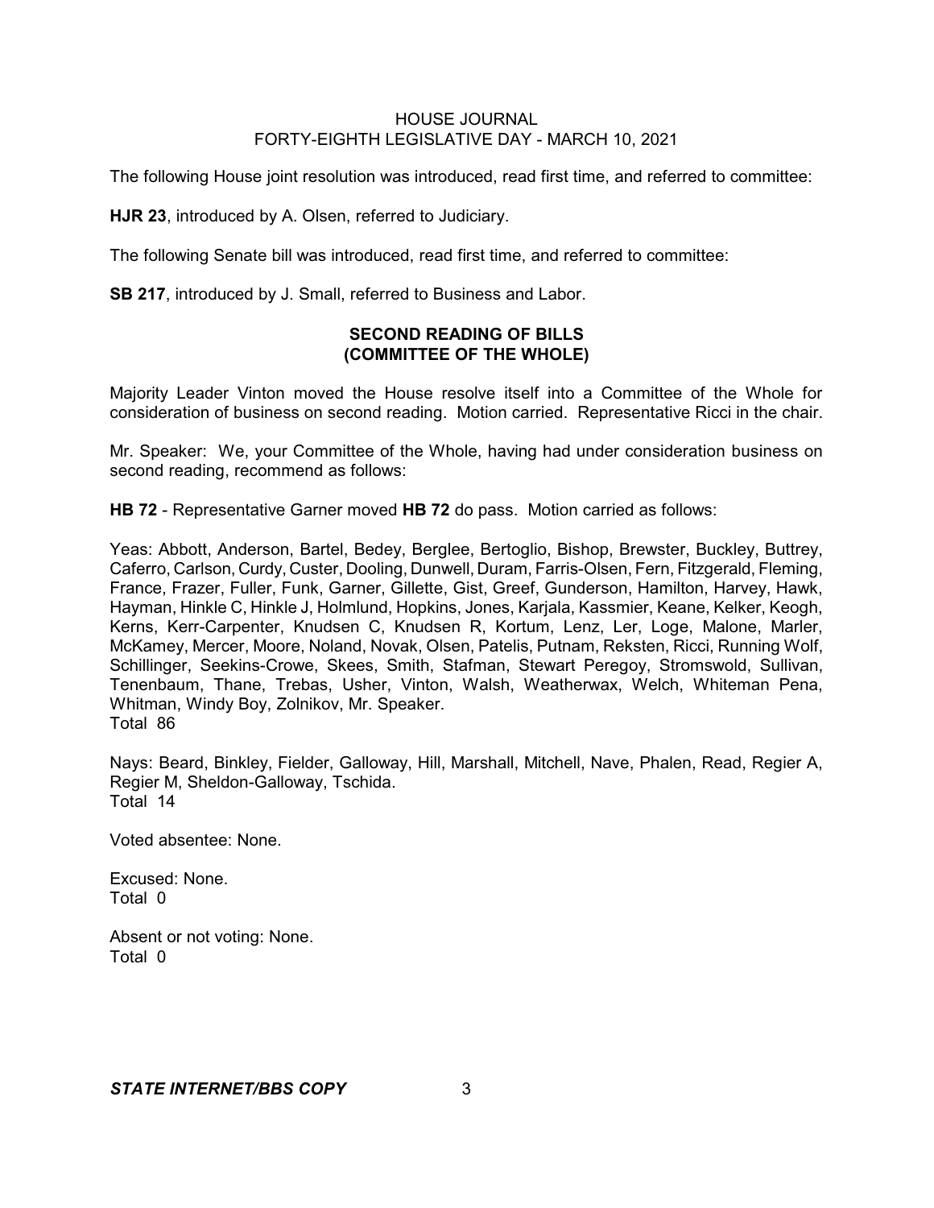The following House joint resolution was introduced, read first time, and referred to committee:

**HJR 23**, introduced by A. Olsen, referred to Judiciary.

The following Senate bill was introduced, read first time, and referred to committee:

**SB 217**, introduced by J. Small, referred to Business and Labor.

## SECOND READING OF BILLS (COMMITTEE OF THE WHOLE)

Majority Leader Vinton moved the House resolve itself into a Committee of the Whole for consideration of business on second reading. Motion carried. Representative Ricci in the chair.

Mr. Speaker: We, your Committee of the Whole, having had under consideration business on second reading, recommend as follows:

**HB 72** - Representative Garner moved **HB 72** do pass. Motion carried as follows:

Yeas: Abbott, Anderson, Bartel, Bedey, Berglee, Bertoglio, Bishop, Brewster, Buckley, Buttrey, Caferro, Carlson, Curdy, Custer, Dooling, Dunwell, Duram, Farris-Olsen, Fern, Fitzgerald, Fleming, France, Frazer, Fuller, Funk, Garner, Gillette, Gist, Greef, Gunderson, Hamilton, Harvey, Hawk, Hayman, Hinkle C, Hinkle J, Holmlund, Hopkins, Jones, Karjala, Kassmier, Keane, Kelker, Keogh, Kerns, Kerr-Carpenter, Knudsen C, Knudsen R, Kortum, Lenz, Ler, Loge, Malone, Marler, McKamey, Mercer, Moore, Noland, Novak, Olsen, Patelis, Putnam, Reksten, Ricci, Running Wolf, Schillinger, Seekins-Crowe, Skees, Smith, Stafman, Stewart Peregoy, Stromswold, Sullivan, Tenenbaum, Thane, Trebas, Usher, Vinton, Walsh, Weatherwax, Welch, Whiteman Pena, Whitman, Windy Boy, Zolnikov, Mr. Speaker.
Total 86

Nays: Beard, Binkley, Fielder, Galloway, Hill, Marshall, Mitchell, Nave, Phalen, Read, Regier A, Regier M, Sheldon-Galloway, Tschida.
Total 14

Voted absentee: None.

Excused: None.
Total 0

Absent or not voting: None.
Total 0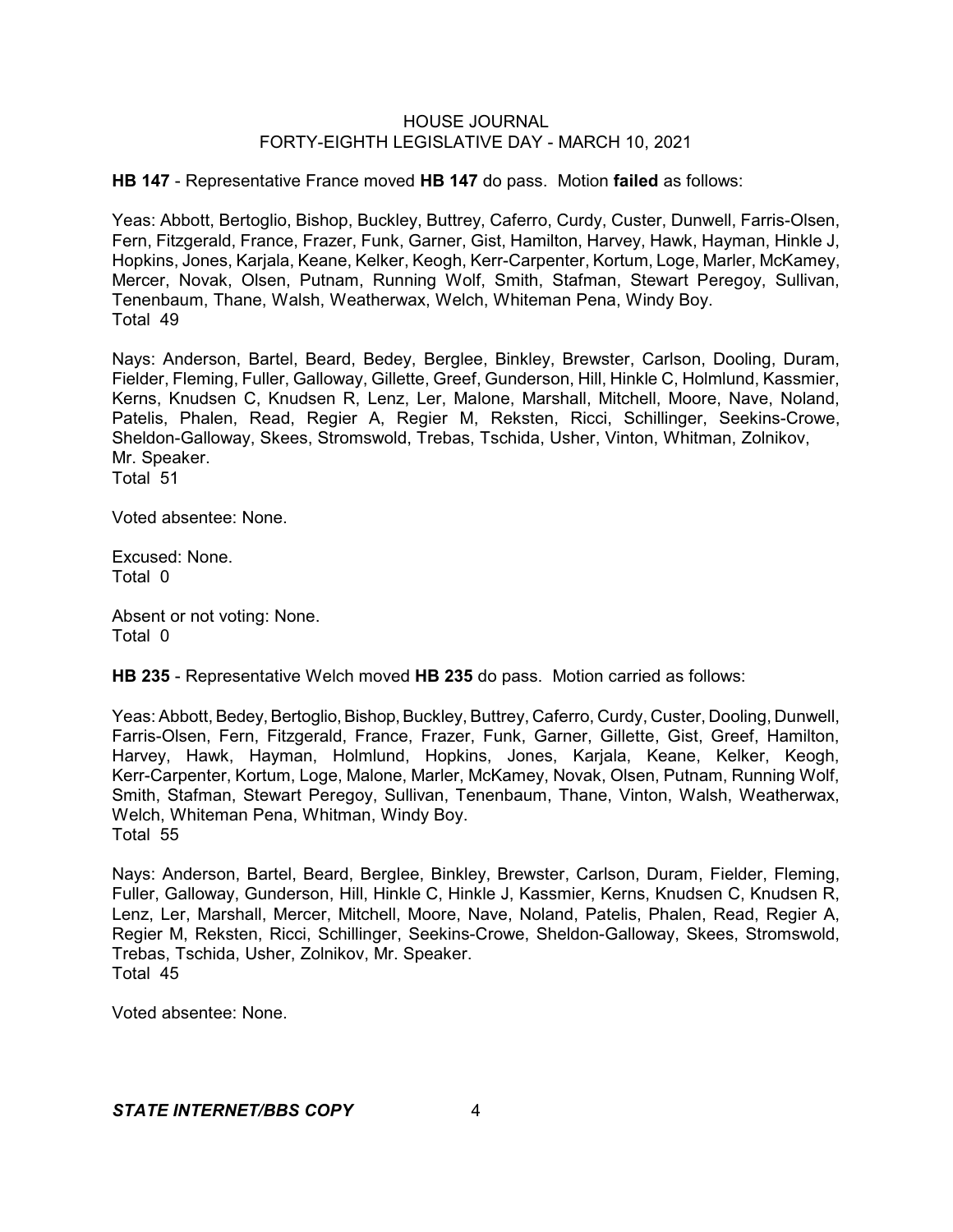**HB 147** - Representative France moved **HB 147** do pass. Motion **failed** as follows:

Yeas: Abbott, Bertoglio, Bishop, Buckley, Buttrey, Caferro, Curdy, Custer, Dunwell, Farris-Olsen, Fern, Fitzgerald, France, Frazer, Funk, Garner, Gist, Hamilton, Harvey, Hawk, Hayman, Hinkle J, Hopkins, Jones, Karjala, Keane, Kelker, Keogh, Kerr-Carpenter, Kortum, Loge, Marler, McKamey, Mercer, Novak, Olsen, Putnam, Running Wolf, Smith, Stafman, Stewart Peregoy, Sullivan, Tenenbaum, Thane, Walsh, Weatherwax, Welch, Whiteman Pena, Windy Boy.
Total 49

Nays: Anderson, Bartel, Beard, Bedey, Berglee, Binkley, Brewster, Carlson, Dooling, Duram, Fielder, Fleming, Fuller, Galloway, Gillette, Greef, Gunderson, Hill, Hinkle C, Holmlund, Kassmier, Kerns, Knudsen C, Knudsen R, Lenz, Ler, Malone, Marshall, Mitchell, Moore, Nave, Noland, Patelis, Phalen, Read, Regier A, Regier M, Reksten, Ricci, Schillinger, Seekins-Crowe, Sheldon-Galloway, Skees, Stromswold, Trebas, Tschida, Usher, Vinton, Whitman, Zolnikov, Mr. Speaker.
Total 51

Voted absentee: None.

Excused: None.
Total 0

Absent or not voting: None.
Total 0

**HB 235** - Representative Welch moved **HB 235** do pass. Motion carried as follows:

Yeas: Abbott, Bedey, Bertoglio, Bishop, Buckley, Buttrey, Caferro, Curdy, Custer, Dooling, Dunwell, Farris-Olsen, Fern, Fitzgerald, France, Frazer, Funk, Garner, Gillette, Gist, Greef, Hamilton, Harvey, Hawk, Hayman, Holmlund, Hopkins, Jones, Karjala, Keane, Kelker, Keogh, Kerr-Carpenter, Kortum, Loge, Malone, Marler, McKamey, Novak, Olsen, Putnam, Running Wolf, Smith, Stafman, Stewart Peregoy, Sullivan, Tenenbaum, Thane, Vinton, Walsh, Weatherwax, Welch, Whiteman Pena, Whitman, Windy Boy.
Total 55

Nays: Anderson, Bartel, Beard, Berglee, Binkley, Brewster, Carlson, Duram, Fielder, Fleming, Fuller, Galloway, Gunderson, Hill, Hinkle C, Hinkle J, Kassmier, Kerns, Knudsen C, Knudsen R, Lenz, Ler, Marshall, Mercer, Mitchell, Moore, Nave, Noland, Patelis, Phalen, Read, Regier A, Regier M, Reksten, Ricci, Schillinger, Seekins-Crowe, Sheldon-Galloway, Skees, Stromswold, Trebas, Tschida, Usher, Zolnikov, Mr. Speaker.
Total 45

Voted absentee: None.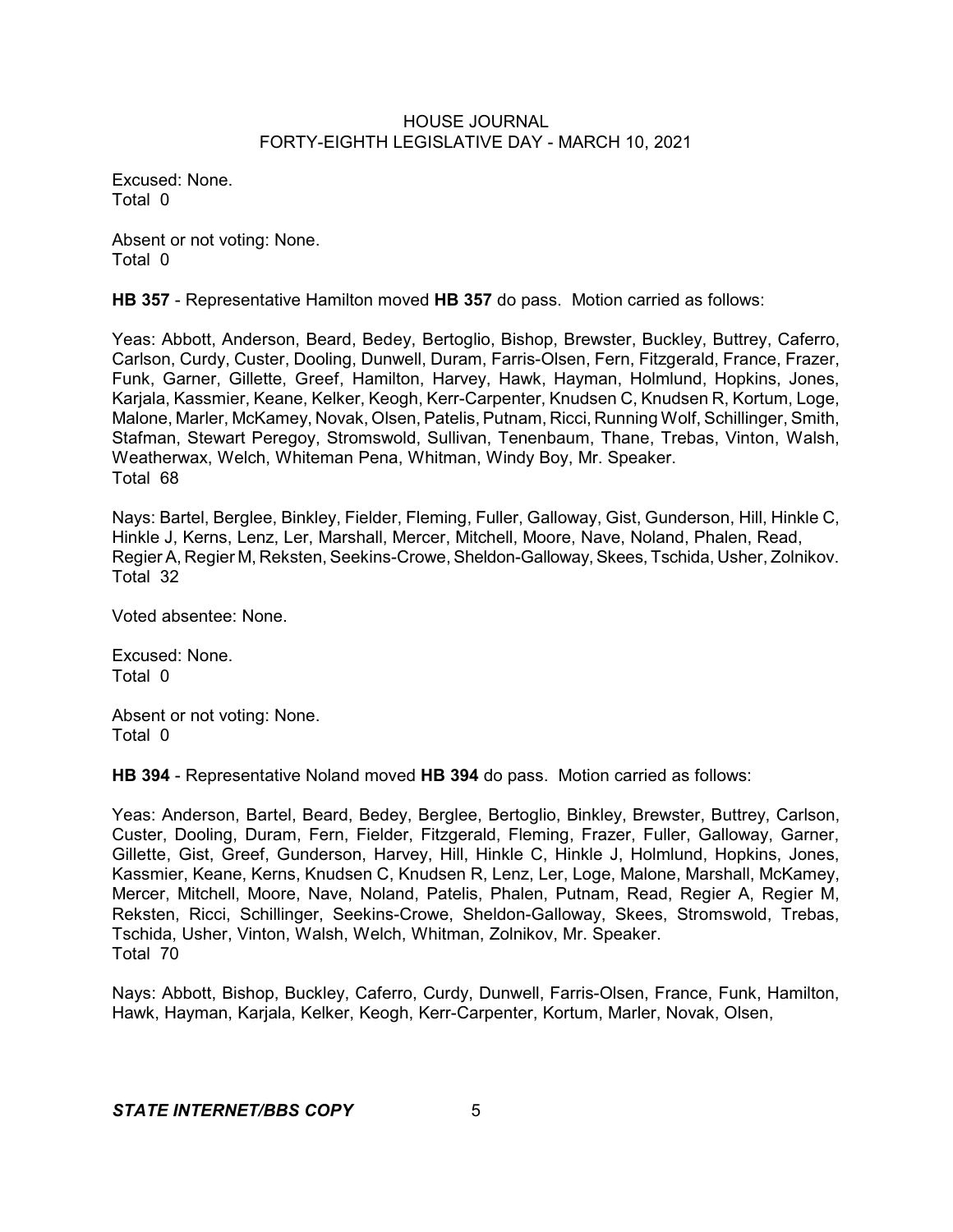Excused: None.
Total 0

Absent or not voting: None.
Total 0

**HB 357** - Representative Hamilton moved **HB 357** do pass. Motion carried as follows:

Yeas: Abbott, Anderson, Beard, Bedey, Bertoglio, Bishop, Brewster, Buckley, Buttrey, Caferro, Carlson, Curdy, Custer, Dooling, Dunwell, Duram, Farris-Olsen, Fern, Fitzgerald, France, Frazer, Funk, Garner, Gillette, Greef, Hamilton, Harvey, Hawk, Hayman, Holmlund, Hopkins, Jones, Karjala, Kassmier, Keane, Kelker, Keogh, Kerr-Carpenter, Knudsen C, Knudsen R, Kortum, Loge, Malone, Marler, McKamey, Novak, Olsen, Patelis, Putnam, Ricci, Running Wolf, Schillinger, Smith, Stafman, Stewart Peregoy, Stromswold, Sullivan, Tenenbaum, Thane, Trebas, Vinton, Walsh, Weatherwax, Welch, Whiteman Pena, Whitman, Windy Boy, Mr. Speaker.
Total 68

Nays: Bartel, Berglee, Binkley, Fielder, Fleming, Fuller, Galloway, Gist, Gunderson, Hill, Hinkle C, Hinkle J, Kerns, Lenz, Ler, Marshall, Mercer, Mitchell, Moore, Nave, Noland, Phalen, Read, Regier A, Regier M, Reksten, Seekins-Crowe, Sheldon-Galloway, Skees, Tschida, Usher, Zolnikov.
Total 32

Voted absentee: None.

Excused: None.
Total 0

Absent or not voting: None.
Total 0

**HB 394** - Representative Noland moved **HB 394** do pass. Motion carried as follows:

Yeas: Anderson, Bartel, Beard, Bedey, Berglee, Bertoglio, Binkley, Brewster, Buttrey, Carlson, Custer, Dooling, Duram, Fern, Fielder, Fitzgerald, Fleming, Frazer, Fuller, Galloway, Garner, Gillette, Gist, Greef, Gunderson, Harvey, Hill, Hinkle C, Hinkle J, Holmlund, Hopkins, Jones, Kassmier, Keane, Kerns, Knudsen C, Knudsen R, Lenz, Ler, Loge, Malone, Marshall, McKamey, Mercer, Mitchell, Moore, Nave, Noland, Patelis, Phalen, Putnam, Read, Regier A, Regier M, Reksten, Ricci, Schillinger, Seekins-Crowe, Sheldon-Galloway, Skees, Stromswold, Trebas, Tschida, Usher, Vinton, Walsh, Welch, Whitman, Zolnikov, Mr. Speaker.
Total 70

Nays: Abbott, Bishop, Buckley, Caferro, Curdy, Dunwell, Farris-Olsen, France, Funk, Hamilton, Hawk, Hayman, Karjala, Kelker, Keogh, Kerr-Carpenter, Kortum, Marler, Novak, Olsen,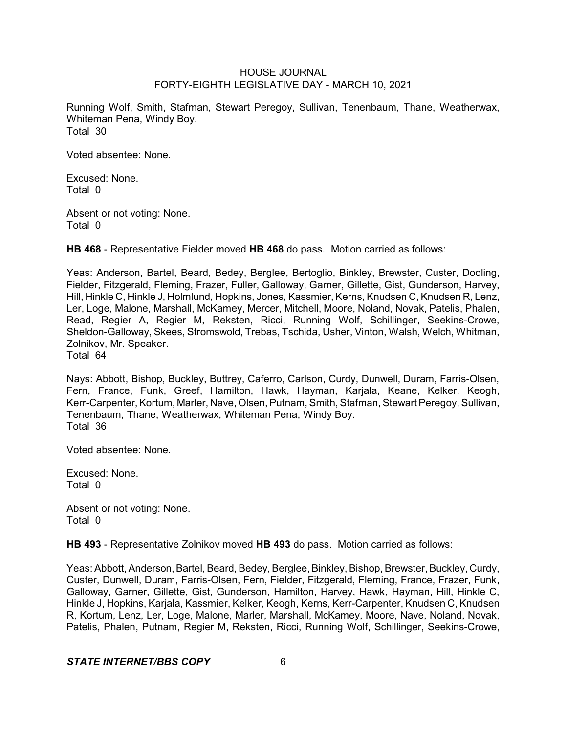Running Wolf, Smith, Stafman, Stewart Peregoy, Sullivan, Tenenbaum, Thane, Weatherwax, Whiteman Pena, Windy Boy.
Total 30

Voted absentee: None.

Excused: None.
Total 0

Absent or not voting: None.
Total 0

**HB 468** - Representative Fielder moved **HB 468** do pass. Motion carried as follows:

Yeas: Anderson, Bartel, Beard, Bedey, Berglee, Bertoglio, Binkley, Brewster, Custer, Dooling, Fielder, Fitzgerald, Fleming, Frazer, Fuller, Galloway, Garner, Gillette, Gist, Gunderson, Harvey, Hill, Hinkle C, Hinkle J, Holmlund, Hopkins, Jones, Kassmier, Kerns, Knudsen C, Knudsen R, Lenz, Ler, Loge, Malone, Marshall, McKamey, Mercer, Mitchell, Moore, Noland, Novak, Patelis, Phalen, Read, Regier A, Regier M, Reksten, Ricci, Running Wolf, Schillinger, Seekins-Crowe, Sheldon-Galloway, Skees, Stromswold, Trebas, Tschida, Usher, Vinton, Walsh, Welch, Whitman, Zolnikov, Mr. Speaker.
Total 64

Nays: Abbott, Bishop, Buckley, Buttrey, Caferro, Carlson, Curdy, Dunwell, Duram, Farris-Olsen, Fern, France, Funk, Greef, Hamilton, Hawk, Hayman, Karjala, Keane, Kelker, Keogh, Kerr-Carpenter, Kortum, Marler, Nave, Olsen, Putnam, Smith, Stafman, Stewart Peregoy, Sullivan, Tenenbaum, Thane, Weatherwax, Whiteman Pena, Windy Boy.
Total 36

Voted absentee: None.

Excused: None.
Total 0

Absent or not voting: None.
Total 0

**HB 493** - Representative Zolnikov moved **HB 493** do pass. Motion carried as follows:

Yeas: Abbott, Anderson, Bartel, Beard, Bedey, Berglee, Binkley, Bishop, Brewster, Buckley, Curdy, Custer, Dunwell, Duram, Farris-Olsen, Fern, Fielder, Fitzgerald, Fleming, France, Frazer, Funk, Galloway, Garner, Gillette, Gist, Gunderson, Hamilton, Harvey, Hawk, Hayman, Hill, Hinkle C, Hinkle J, Hopkins, Karjala, Kassmier, Kelker, Keogh, Kerns, Kerr-Carpenter, Knudsen C, Knudsen R, Kortum, Lenz, Ler, Loge, Malone, Marler, Marshall, McKamey, Moore, Nave, Noland, Novak, Patelis, Phalen, Putnam, Regier M, Reksten, Ricci, Running Wolf, Schillinger, Seekins-Crowe,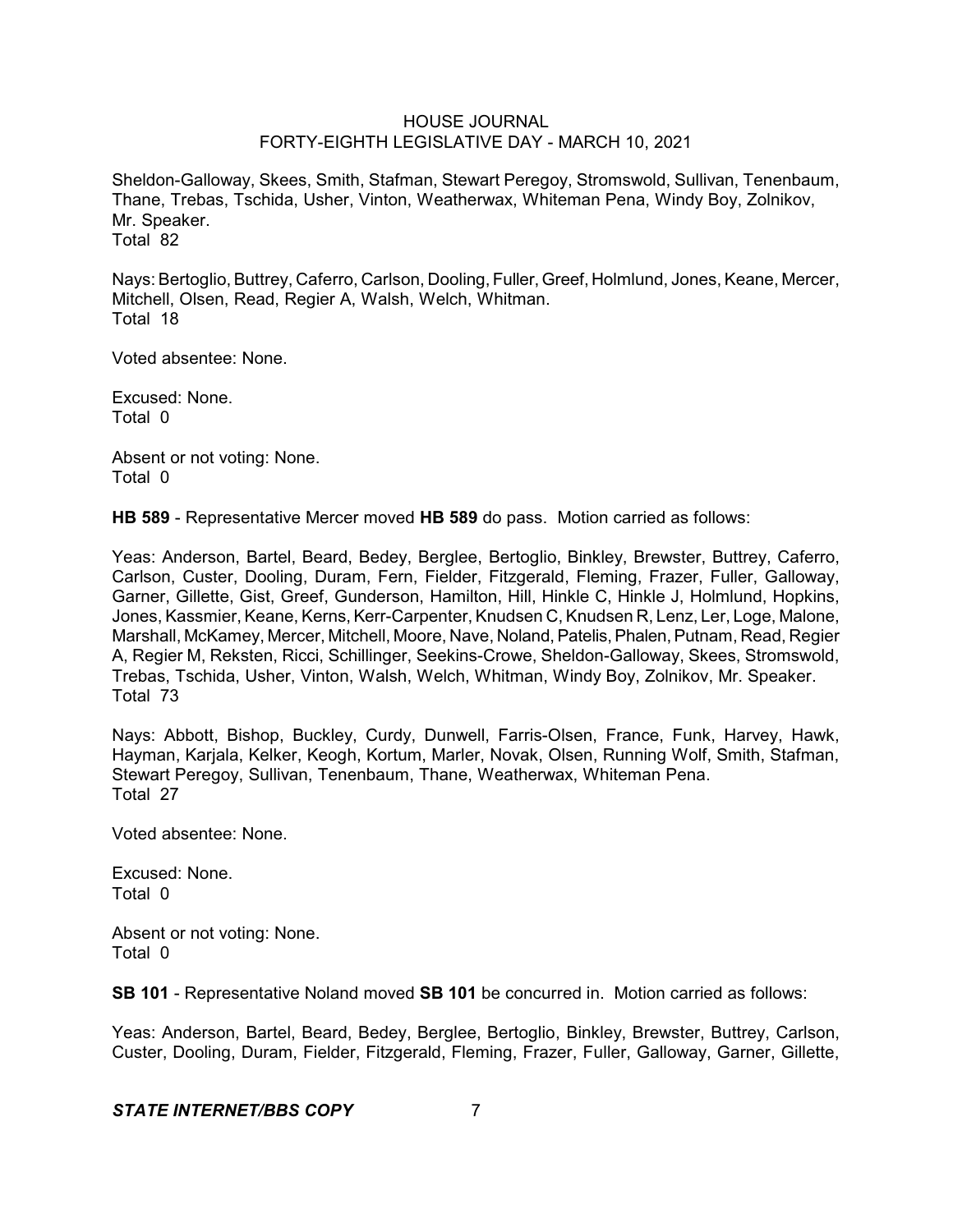Sheldon-Galloway, Skees, Smith, Stafman, Stewart Peregoy, Stromswold, Sullivan, Tenenbaum, Thane, Trebas, Tschida, Usher, Vinton, Weatherwax, Whiteman Pena, Windy Boy, Zolnikov, Mr. Speaker.
Total 82

Nays: Bertoglio, Buttrey, Caferro, Carlson, Dooling, Fuller, Greef, Holmlund, Jones, Keane, Mercer, Mitchell, Olsen, Read, Regier A, Walsh, Welch, Whitman.
Total 18

Voted absentee: None.

Excused: None.
Total 0

Absent or not voting: None.
Total 0

**HB 589** - Representative Mercer moved **HB 589** do pass. Motion carried as follows:

Yeas: Anderson, Bartel, Beard, Bedey, Berglee, Bertoglio, Binkley, Brewster, Buttrey, Caferro, Carlson, Custer, Dooling, Duram, Fern, Fielder, Fitzgerald, Fleming, Frazer, Fuller, Galloway, Garner, Gillette, Gist, Greef, Gunderson, Hamilton, Hill, Hinkle C, Hinkle J, Holmlund, Hopkins, Jones, Kassmier, Keane, Kerns, Kerr-Carpenter, Knudsen C, Knudsen R, Lenz, Ler, Loge, Malone, Marshall, McKamey, Mercer, Mitchell, Moore, Nave, Noland, Patelis, Phalen, Putnam, Read, Regier A, Regier M, Reksten, Ricci, Schillinger, Seekins-Crowe, Sheldon-Galloway, Skees, Stromswold, Trebas, Tschida, Usher, Vinton, Walsh, Welch, Whitman, Windy Boy, Zolnikov, Mr. Speaker.
Total 73

Nays: Abbott, Bishop, Buckley, Curdy, Dunwell, Farris-Olsen, France, Funk, Harvey, Hawk, Hayman, Karjala, Kelker, Keogh, Kortum, Marler, Novak, Olsen, Running Wolf, Smith, Stafman, Stewart Peregoy, Sullivan, Tenenbaum, Thane, Weatherwax, Whiteman Pena.
Total 27

Voted absentee: None.

Excused: None.
Total 0

Absent or not voting: None.
Total 0

**SB 101** - Representative Noland moved **SB 101** be concurred in. Motion carried as follows:

Yeas: Anderson, Bartel, Beard, Bedey, Berglee, Bertoglio, Binkley, Brewster, Buttrey, Carlson, Custer, Dooling, Duram, Fielder, Fitzgerald, Fleming, Frazer, Fuller, Galloway, Garner, Gillette,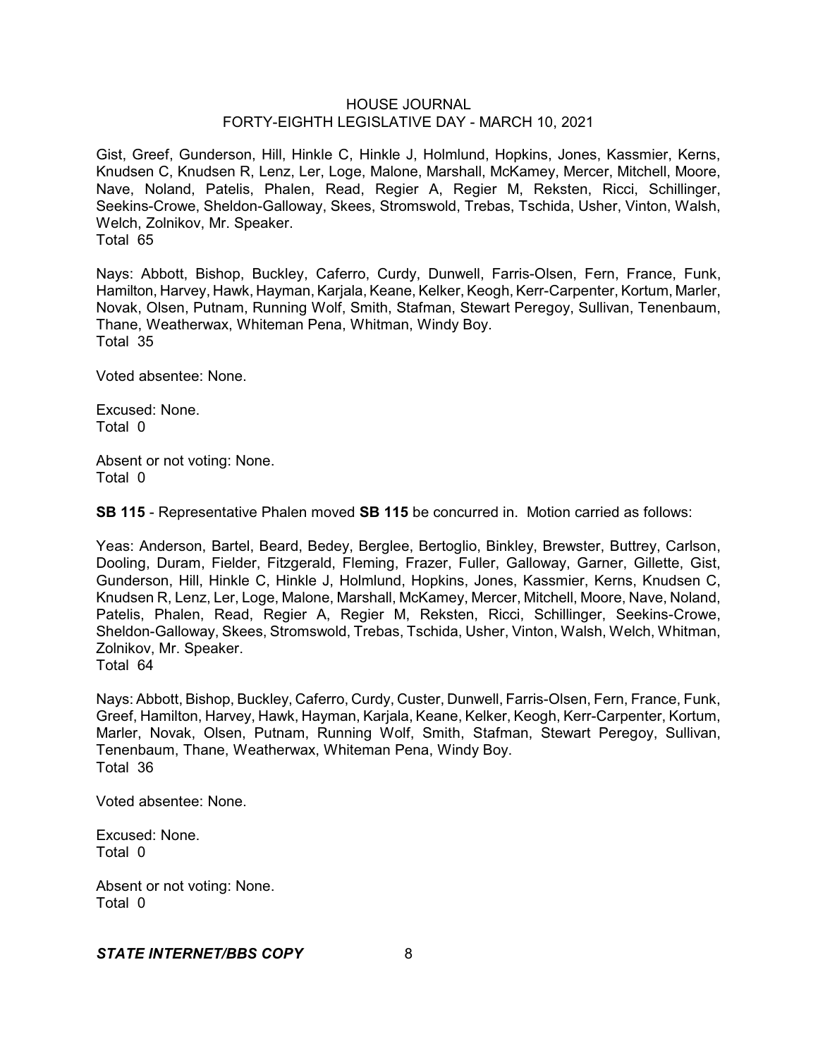Gist, Greef, Gunderson, Hill, Hinkle C, Hinkle J, Holmlund, Hopkins, Jones, Kassmier, Kerns, Knudsen C, Knudsen R, Lenz, Ler, Loge, Malone, Marshall, McKamey, Mercer, Mitchell, Moore, Nave, Noland, Patelis, Phalen, Read, Regier A, Regier M, Reksten, Ricci, Schillinger, Seekins-Crowe, Sheldon-Galloway, Skees, Stromswold, Trebas, Tschida, Usher, Vinton, Walsh, Welch, Zolnikov, Mr. Speaker.
Total 65

Nays: Abbott, Bishop, Buckley, Caferro, Curdy, Dunwell, Farris-Olsen, Fern, France, Funk, Hamilton, Harvey, Hawk, Hayman, Karjala, Keane, Kelker, Keogh, Kerr-Carpenter, Kortum, Marler, Novak, Olsen, Putnam, Running Wolf, Smith, Stafman, Stewart Peregoy, Sullivan, Tenenbaum, Thane, Weatherwax, Whiteman Pena, Whitman, Windy Boy.
Total 35

Voted absentee: None.

Excused: None.
Total 0

Absent or not voting: None.
Total 0

**SB 115** - Representative Phalen moved **SB 115** be concurred in. Motion carried as follows:

Yeas: Anderson, Bartel, Beard, Bedey, Berglee, Bertoglio, Binkley, Brewster, Buttrey, Carlson, Dooling, Duram, Fielder, Fitzgerald, Fleming, Frazer, Fuller, Galloway, Garner, Gillette, Gist, Gunderson, Hill, Hinkle C, Hinkle J, Holmlund, Hopkins, Jones, Kassmier, Kerns, Knudsen C, Knudsen R, Lenz, Ler, Loge, Malone, Marshall, McKamey, Mercer, Mitchell, Moore, Nave, Noland, Patelis, Phalen, Read, Regier A, Regier M, Reksten, Ricci, Schillinger, Seekins-Crowe, Sheldon-Galloway, Skees, Stromswold, Trebas, Tschida, Usher, Vinton, Walsh, Welch, Whitman, Zolnikov, Mr. Speaker.
Total 64

Nays: Abbott, Bishop, Buckley, Caferro, Curdy, Custer, Dunwell, Farris-Olsen, Fern, France, Funk, Greef, Hamilton, Harvey, Hawk, Hayman, Karjala, Keane, Kelker, Keogh, Kerr-Carpenter, Kortum, Marler, Novak, Olsen, Putnam, Running Wolf, Smith, Stafman, Stewart Peregoy, Sullivan, Tenenbaum, Thane, Weatherwax, Whiteman Pena, Windy Boy.
Total 36

Voted absentee: None.

Excused: None.
Total 0

Absent or not voting: None.
Total 0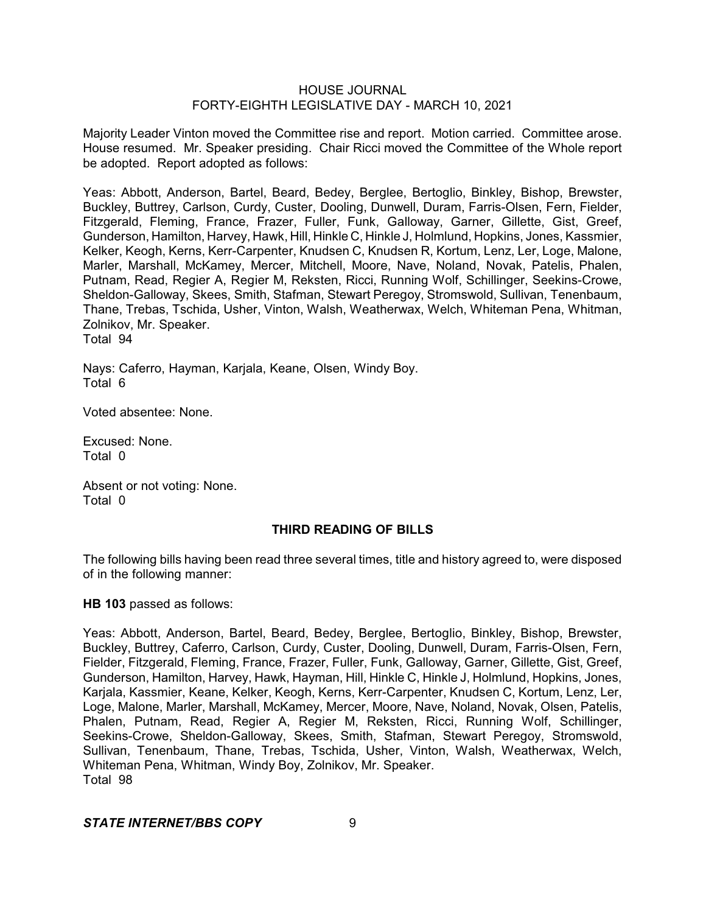Majority Leader Vinton moved the Committee rise and report. Motion carried. Committee arose. House resumed. Mr. Speaker presiding. Chair Ricci moved the Committee of the Whole report be adopted. Report adopted as follows:

Yeas: Abbott, Anderson, Bartel, Beard, Bedey, Berglee, Bertoglio, Binkley, Bishop, Brewster, Buckley, Buttrey, Carlson, Curdy, Custer, Dooling, Dunwell, Duram, Farris-Olsen, Fern, Fielder, Fitzgerald, Fleming, France, Frazer, Fuller, Funk, Galloway, Garner, Gillette, Gist, Greef, Gunderson, Hamilton, Harvey, Hawk, Hill, Hinkle C, Hinkle J, Holmlund, Hopkins, Jones, Kassmier, Kelker, Keogh, Kerns, Kerr-Carpenter, Knudsen C, Knudsen R, Kortum, Lenz, Ler, Loge, Malone, Marler, Marshall, McKamey, Mercer, Mitchell, Moore, Nave, Noland, Novak, Patelis, Phalen, Putnam, Read, Regier A, Regier M, Reksten, Ricci, Running Wolf, Schillinger, Seekins-Crowe, Sheldon-Galloway, Skees, Smith, Stafman, Stewart Peregoy, Stromswold, Sullivan, Tenenbaum, Thane, Trebas, Tschida, Usher, Vinton, Walsh, Weatherwax, Welch, Whiteman Pena, Whitman, Zolnikov, Mr. Speaker.
Total 94

Nays: Caferro, Hayman, Karjala, Keane, Olsen, Windy Boy.
Total 6

Voted absentee: None.

Excused: None.
Total 0

Absent or not voting: None.
Total 0

## THIRD READING OF BILLS

The following bills having been read three several times, title and history agreed to, were disposed of in the following manner:

**HB 103** passed as follows:

Yeas: Abbott, Anderson, Bartel, Beard, Bedey, Berglee, Bertoglio, Binkley, Bishop, Brewster, Buckley, Buttrey, Caferro, Carlson, Curdy, Custer, Dooling, Dunwell, Duram, Farris-Olsen, Fern, Fielder, Fitzgerald, Fleming, France, Frazer, Fuller, Funk, Galloway, Garner, Gillette, Gist, Greef, Gunderson, Hamilton, Harvey, Hawk, Hayman, Hill, Hinkle C, Hinkle J, Holmlund, Hopkins, Jones, Karjala, Kassmier, Keane, Kelker, Keogh, Kerns, Kerr-Carpenter, Knudsen C, Kortum, Lenz, Ler, Loge, Malone, Marler, Marshall, McKamey, Mercer, Moore, Nave, Noland, Novak, Olsen, Patelis, Phalen, Putnam, Read, Regier A, Regier M, Reksten, Ricci, Running Wolf, Schillinger, Seekins-Crowe, Sheldon-Galloway, Skees, Smith, Stafman, Stewart Peregoy, Stromswold, Sullivan, Tenenbaum, Thane, Trebas, Tschida, Usher, Vinton, Walsh, Weatherwax, Welch, Whiteman Pena, Whitman, Windy Boy, Zolnikov, Mr. Speaker.
Total 98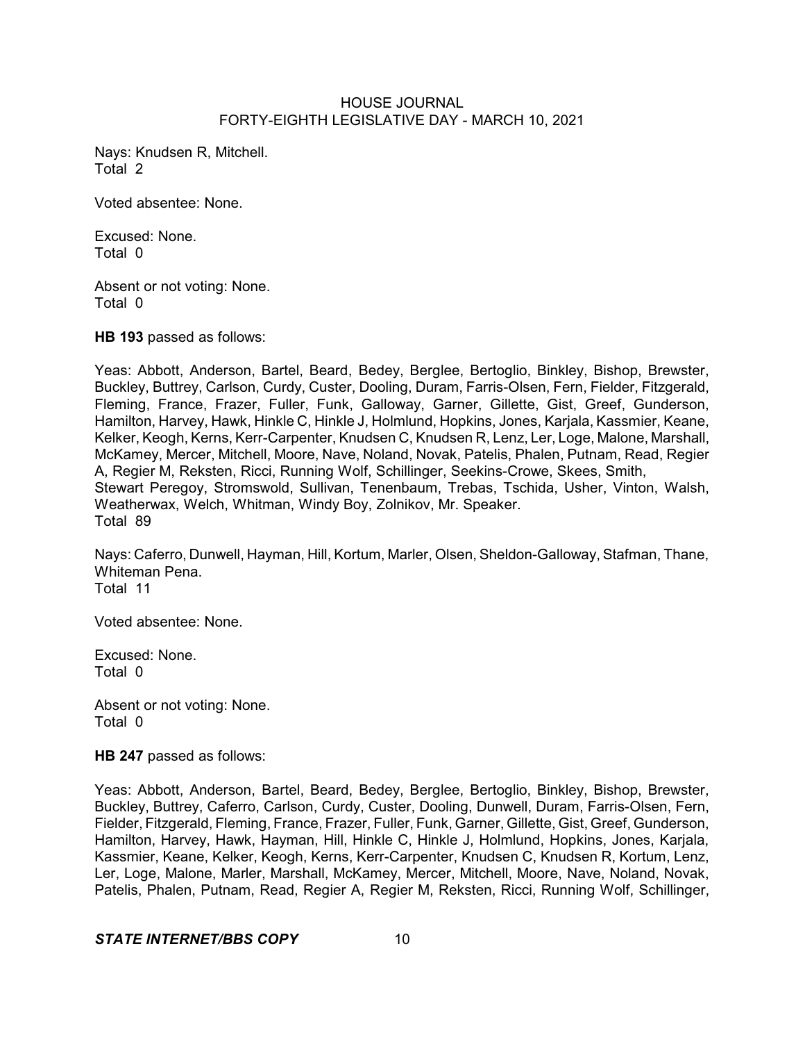Nays: Knudsen R, Mitchell.
Total 2

Voted absentee: None.

Excused: None.
Total 0

Absent or not voting: None.
Total 0

**HB 193** passed as follows:

Yeas: Abbott, Anderson, Bartel, Beard, Bedey, Berglee, Bertoglio, Binkley, Bishop, Brewster, Buckley, Buttrey, Carlson, Curdy, Custer, Dooling, Duram, Farris-Olsen, Fern, Fielder, Fitzgerald, Fleming, France, Frazer, Fuller, Funk, Galloway, Garner, Gillette, Gist, Greef, Gunderson, Hamilton, Harvey, Hawk, Hinkle C, Hinkle J, Holmlund, Hopkins, Jones, Karjala, Kassmier, Keane, Kelker, Keogh, Kerns, Kerr-Carpenter, Knudsen C, Knudsen R, Lenz, Ler, Loge, Malone, Marshall, McKamey, Mercer, Mitchell, Moore, Nave, Noland, Novak, Patelis, Phalen, Putnam, Read, Regier A, Regier M, Reksten, Ricci, Running Wolf, Schillinger, Seekins-Crowe, Skees, Smith, Stewart Peregoy, Stromswold, Sullivan, Tenenbaum, Trebas, Tschida, Usher, Vinton, Walsh, Weatherwax, Welch, Whitman, Windy Boy, Zolnikov, Mr. Speaker.
Total 89

Nays: Caferro, Dunwell, Hayman, Hill, Kortum, Marler, Olsen, Sheldon-Galloway, Stafman, Thane, Whiteman Pena.
Total 11

Voted absentee: None.

Excused: None.
Total 0

Absent or not voting: None.
Total 0

**HB 247** passed as follows:

Yeas: Abbott, Anderson, Bartel, Beard, Bedey, Berglee, Bertoglio, Binkley, Bishop, Brewster, Buckley, Buttrey, Caferro, Carlson, Curdy, Custer, Dooling, Dunwell, Duram, Farris-Olsen, Fern, Fielder, Fitzgerald, Fleming, France, Frazer, Fuller, Funk, Garner, Gillette, Gist, Greef, Gunderson, Hamilton, Harvey, Hawk, Hayman, Hill, Hinkle C, Hinkle J, Holmlund, Hopkins, Jones, Karjala, Kassmier, Keane, Kelker, Keogh, Kerns, Kerr-Carpenter, Knudsen C, Knudsen R, Kortum, Lenz, Ler, Loge, Malone, Marler, Marshall, McKamey, Mercer, Mitchell, Moore, Nave, Noland, Novak, Patelis, Phalen, Putnam, Read, Regier A, Regier M, Reksten, Ricci, Running Wolf, Schillinger,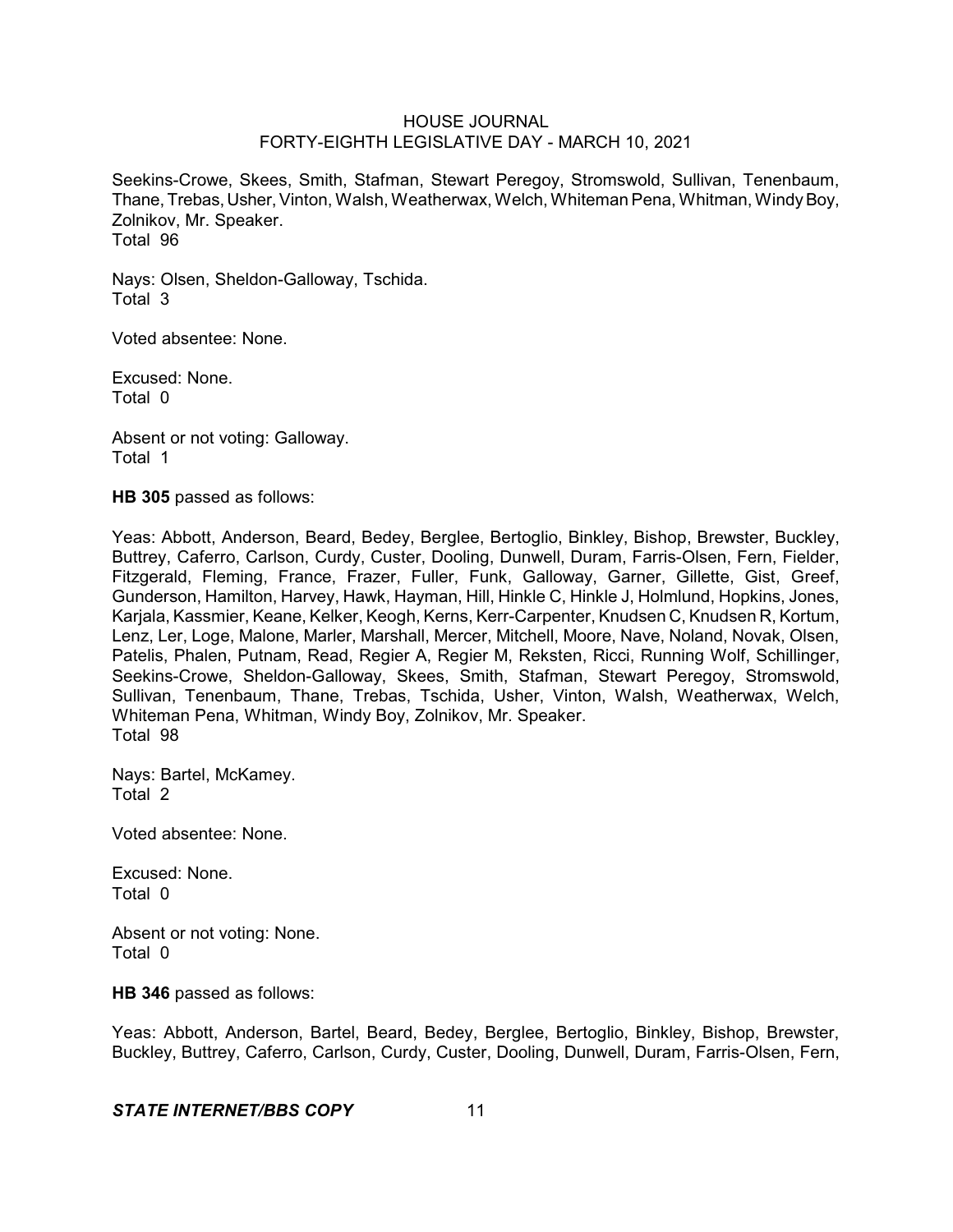Seekins-Crowe, Skees, Smith, Stafman, Stewart Peregoy, Stromswold, Sullivan, Tenenbaum, Thane, Trebas, Usher, Vinton, Walsh, Weatherwax, Welch, Whiteman Pena, Whitman, Windy Boy, Zolnikov, Mr. Speaker.
Total 96

Nays: Olsen, Sheldon-Galloway, Tschida.
Total 3

Voted absentee: None.

Excused: None.
Total 0

Absent or not voting: Galloway.
Total 1

**HB 305** passed as follows:

Yeas: Abbott, Anderson, Beard, Bedey, Berglee, Bertoglio, Binkley, Bishop, Brewster, Buckley, Buttrey, Caferro, Carlson, Curdy, Custer, Dooling, Dunwell, Duram, Farris-Olsen, Fern, Fielder, Fitzgerald, Fleming, France, Frazer, Fuller, Funk, Galloway, Garner, Gillette, Gist, Greef, Gunderson, Hamilton, Harvey, Hawk, Hayman, Hill, Hinkle C, Hinkle J, Holmlund, Hopkins, Jones, Karjala, Kassmier, Keane, Kelker, Keogh, Kerns, Kerr-Carpenter, Knudsen C, Knudsen R, Kortum, Lenz, Ler, Loge, Malone, Marler, Marshall, Mercer, Mitchell, Moore, Nave, Noland, Novak, Olsen, Patelis, Phalen, Putnam, Read, Regier A, Regier M, Reksten, Ricci, Running Wolf, Schillinger, Seekins-Crowe, Sheldon-Galloway, Skees, Smith, Stafman, Stewart Peregoy, Stromswold, Sullivan, Tenenbaum, Thane, Trebas, Tschida, Usher, Vinton, Walsh, Weatherwax, Welch, Whiteman Pena, Whitman, Windy Boy, Zolnikov, Mr. Speaker.
Total 98

Nays: Bartel, McKamey.
Total 2

Voted absentee: None.

Excused: None.
Total 0

Absent or not voting: None.
Total 0

**HB 346** passed as follows:

Yeas: Abbott, Anderson, Bartel, Beard, Bedey, Berglee, Bertoglio, Binkley, Bishop, Brewster, Buckley, Buttrey, Caferro, Carlson, Curdy, Custer, Dooling, Dunwell, Duram, Farris-Olsen, Fern,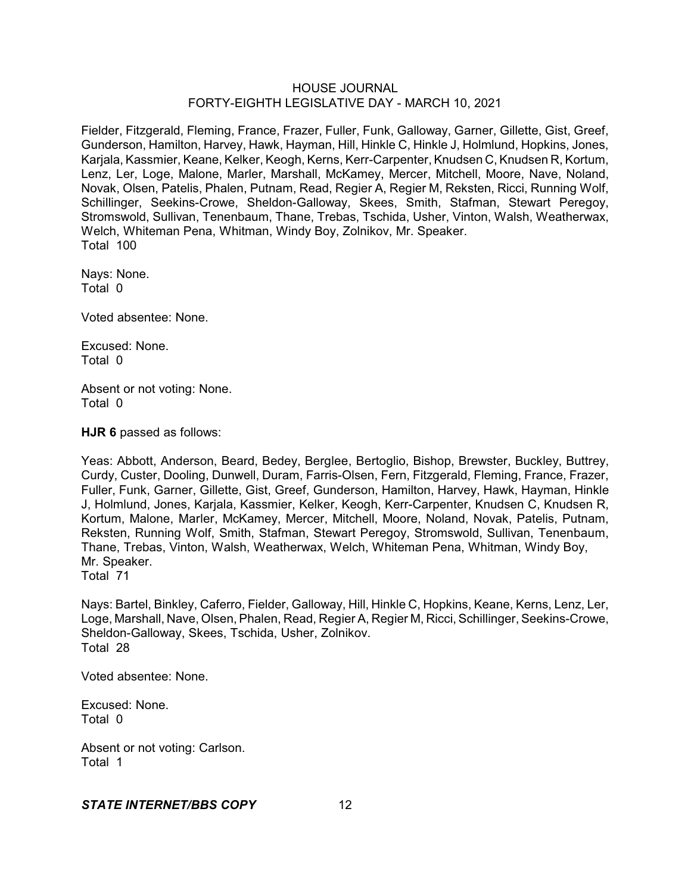Fielder, Fitzgerald, Fleming, France, Frazer, Fuller, Funk, Galloway, Garner, Gillette, Gist, Greef, Gunderson, Hamilton, Harvey, Hawk, Hayman, Hill, Hinkle C, Hinkle J, Holmlund, Hopkins, Jones, Karjala, Kassmier, Keane, Kelker, Keogh, Kerns, Kerr-Carpenter, Knudsen C, Knudsen R, Kortum, Lenz, Ler, Loge, Malone, Marler, Marshall, McKamey, Mercer, Mitchell, Moore, Nave, Noland, Novak, Olsen, Patelis, Phalen, Putnam, Read, Regier A, Regier M, Reksten, Ricci, Running Wolf, Schillinger, Seekins-Crowe, Sheldon-Galloway, Skees, Smith, Stafman, Stewart Peregoy, Stromswold, Sullivan, Tenenbaum, Thane, Trebas, Tschida, Usher, Vinton, Walsh, Weatherwax, Welch, Whiteman Pena, Whitman, Windy Boy, Zolnikov, Mr. Speaker.
Total 100

Nays: None.
Total 0

Voted absentee: None.

Excused: None.
Total 0

Absent or not voting: None.
Total 0

**HJR 6** passed as follows:

Yeas: Abbott, Anderson, Beard, Bedey, Berglee, Bertoglio, Bishop, Brewster, Buckley, Buttrey, Curdy, Custer, Dooling, Dunwell, Duram, Farris-Olsen, Fern, Fitzgerald, Fleming, France, Frazer, Fuller, Funk, Garner, Gillette, Gist, Greef, Gunderson, Hamilton, Harvey, Hawk, Hayman, Hinkle J, Holmlund, Jones, Karjala, Kassmier, Kelker, Keogh, Kerr-Carpenter, Knudsen C, Knudsen R, Kortum, Malone, Marler, McKamey, Mercer, Mitchell, Moore, Noland, Novak, Patelis, Putnam, Reksten, Running Wolf, Smith, Stafman, Stewart Peregoy, Stromswold, Sullivan, Tenenbaum, Thane, Trebas, Vinton, Walsh, Weatherwax, Welch, Whiteman Pena, Whitman, Windy Boy, Mr. Speaker.
Total 71

Nays: Bartel, Binkley, Caferro, Fielder, Galloway, Hill, Hinkle C, Hopkins, Keane, Kerns, Lenz, Ler, Loge, Marshall, Nave, Olsen, Phalen, Read, Regier A, Regier M, Ricci, Schillinger, Seekins-Crowe, Sheldon-Galloway, Skees, Tschida, Usher, Zolnikov.
Total 28

Voted absentee: None.

Excused: None.
Total 0

Absent or not voting: Carlson.
Total 1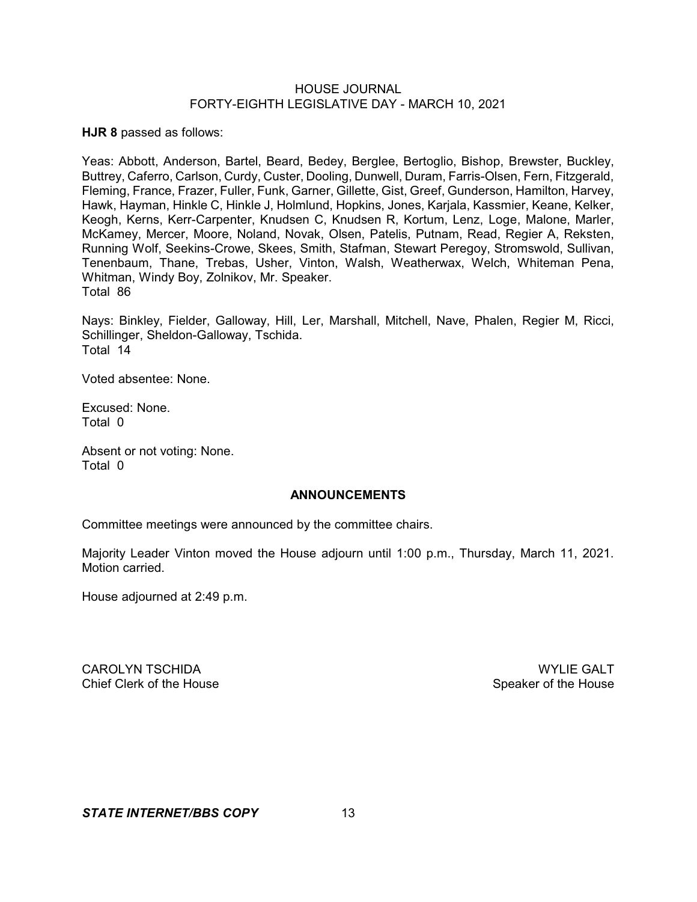**HJR 8** passed as follows:

Yeas: Abbott, Anderson, Bartel, Beard, Bedey, Berglee, Bertoglio, Bishop, Brewster, Buckley, Buttrey, Caferro, Carlson, Curdy, Custer, Dooling, Dunwell, Duram, Farris-Olsen, Fern, Fitzgerald, Fleming, France, Frazer, Fuller, Funk, Garner, Gillette, Gist, Greef, Gunderson, Hamilton, Harvey, Hawk, Hayman, Hinkle C, Hinkle J, Holmlund, Hopkins, Jones, Karjala, Kassmier, Keane, Kelker, Keogh, Kerns, Kerr-Carpenter, Knudsen C, Knudsen R, Kortum, Lenz, Loge, Malone, Marler, McKamey, Mercer, Moore, Noland, Novak, Olsen, Patelis, Putnam, Read, Regier A, Reksten, Running Wolf, Seekins-Crowe, Skees, Smith, Stafman, Stewart Peregoy, Stromswold, Sullivan, Tenenbaum, Thane, Trebas, Usher, Vinton, Walsh, Weatherwax, Welch, Whiteman Pena, Whitman, Windy Boy, Zolnikov, Mr. Speaker.
Total 86

Nays: Binkley, Fielder, Galloway, Hill, Ler, Marshall, Mitchell, Nave, Phalen, Regier M, Ricci, Schillinger, Sheldon-Galloway, Tschida.
Total 14

Voted absentee: None.

Excused: None.
Total 0

Absent or not voting: None.
Total 0

## ANNOUNCEMENTS

Committee meetings were announced by the committee chairs.

Majority Leader Vinton moved the House adjourn until 1:00 p.m., Thursday, March 11, 2021. Motion carried.

House adjourned at 2:49 p.m.

CAROLYN TSCHIDA
Chief Clerk of the House

WYLIE GALT
Speaker of the House